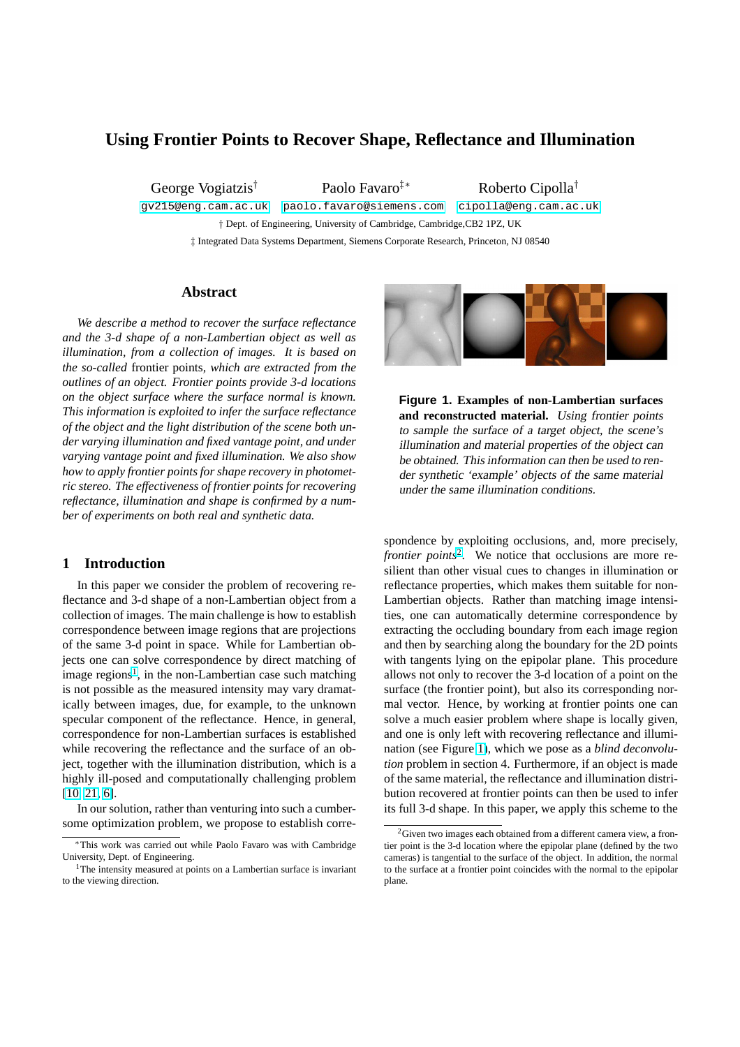# Using Frontier Points to Recover Shape, Reflectance and Illumination

George Vogiatzis[†] Paolo Favaro[‡*] Roberto Cipolla[†]

gv215@eng.cam.ac.uk paolo.favaro@siemens.com cipolla@eng.cam.ac.uk

† Dept. of Engineering, University of Cambridge, Cambridge,CB2 1PZ, UK

‡ Integrated Data Systems Department, Siemens Corporate Research, Princeton, NJ 08540

## Abstract

*We describe a method to recover the surface reflectance and the 3-d shape of a non-Lambertian object as well as illumination, from a collection of images. It is based on the so-called* frontier *points, which are extracted from the outlines of an object. Frontier points provide 3-d locations on the object surface where the surface normal is known. This information is exploited to infer the surface reflectance of the object and the light distribution of the scene both under varying illumination and fixed vantage point, and under varying vantage point and fixed illumination. We also show how to apply frontier points for shape recovery in photometric stereo. The effectiveness of frontier points for recovering reflectance, illumination and shape is confirmed by a number of experiments on both real and synthetic data.*

**Figure 1. Examples of non-Lambertian surfaces and reconstructed material.** *Using frontier points to sample the surface of a target object, the scene's illumination and material properties of the object can be obtained. This information can then be used to render synthetic 'example' objects of the same material under the same illumination conditions.*

## 1 Introduction

In this paper we consider the problem of recovering reflectance and 3-d shape of a non-Lambertian object from a collection of images. The main challenge is how to establish correspondence between image regions that are projections of the same 3-d point in space. While for Lambertian objects one can solve correspondence by direct matching of image regions[1], in the non-Lambertian case such matching is not possible as the measured intensity may vary dramatically between images, due, for example, to the unknown specular component of the reflectance. Hence, in general, correspondence for non-Lambertian surfaces is established while recovering the reflectance and the surface of an object, together with the illumination distribution, which is a highly ill-posed and computationally challenging problem [10, 21, 6].

In our solution, rather than venturing into such a cumbersome optimization problem, we propose to establish correspondence by exploiting occlusions, and, more precisely, *frontier points*[2]. We notice that occlusions are more resilient than other visual cues to changes in illumination or reflectance properties, which makes them suitable for non-Lambertian objects. Rather than matching image intensities, one can automatically determine correspondence by extracting the occluding boundary from each image region and then by searching along the boundary for the 2D points with tangents lying on the epipolar plane. This procedure allows not only to recover the 3-d location of a point on the surface (the frontier point), but also its corresponding normal vector. Hence, by working at frontier points one can solve a much easier problem where shape is locally given, and one is only left with recovering reflectance and illumination (see Figure 1), which we pose as a *blind deconvolution* problem in section 4. Furthermore, if an object is made of the same material, the reflectance and illumination distribution recovered at frontier points can then be used to infer its full 3-d shape. In this paper, we apply this scheme to the

---

*This work was carried out while Paolo Favaro was with Cambridge University, Dept. of Engineering.

[1] The intensity measured at points on a Lambertian surface is invariant to the viewing direction.

[2] Given two images each obtained from a different camera view, a frontier point is the 3-d location where the epipolar plane (defined by the two cameras) is tangential to the surface of the object. In addition, the normal to the surface at a frontier point coincides with the normal to the epipolar plane.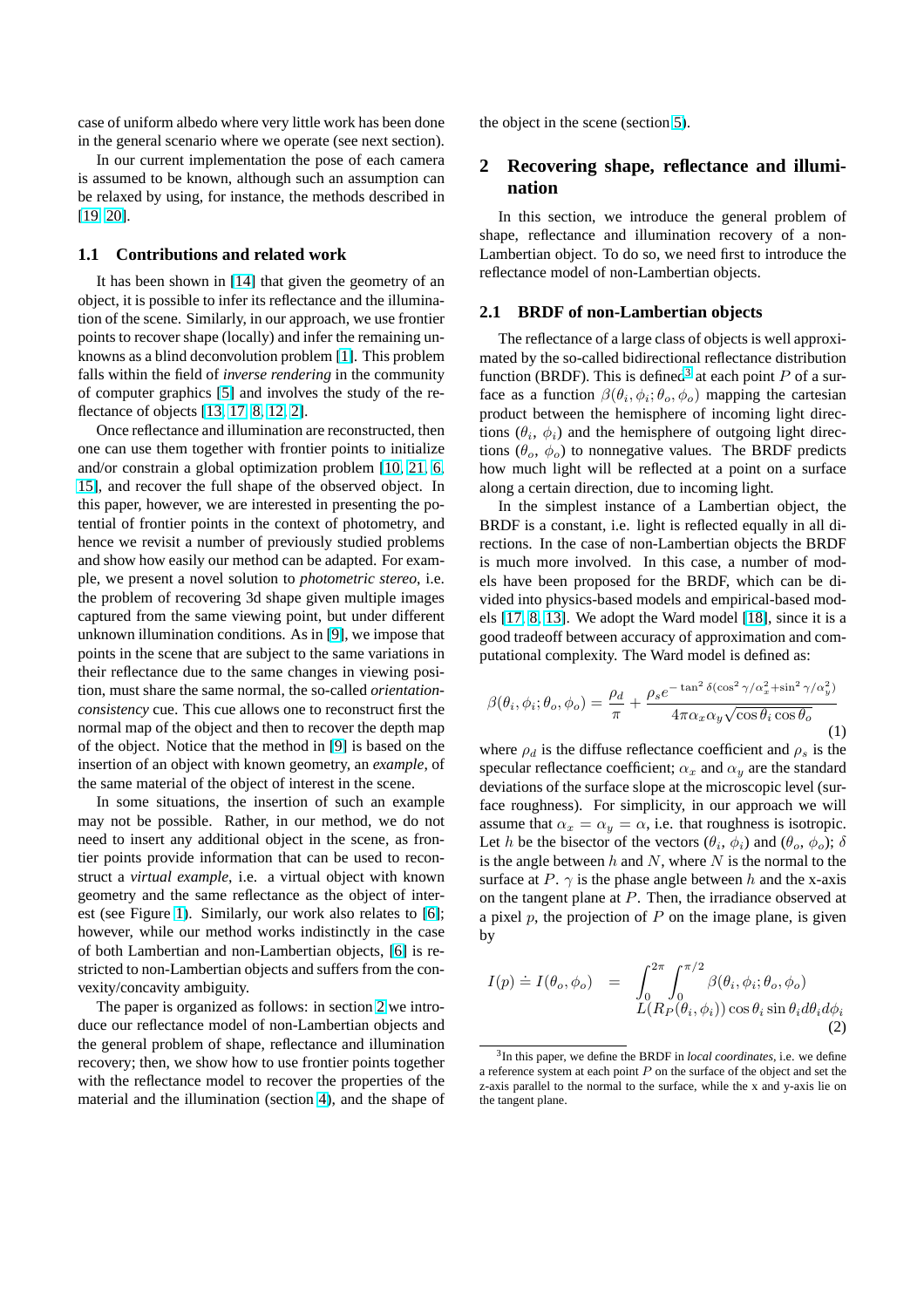case of uniform albedo where very little work has been done in the general scenario where we operate (see next section).

In our current implementation the pose of each camera is assumed to be known, although such an assumption can be relaxed by using, for instance, the methods described in [19, 20].

### 1.1 Contributions and related work

It has been shown in [14] that given the geometry of an object, it is possible to infer its reflectance and the illumination of the scene. Similarly, in our approach, we use frontier points to recover shape (locally) and infer the remaining unknowns as a blind deconvolution problem [1]. This problem falls within the field of *inverse rendering* in the community of computer graphics [5] and involves the study of the reflectance of objects [13, 17, 8, 12, 2].

Once reflectance and illumination are reconstructed, then one can use them together with frontier points to initialize and/or constrain a global optimization problem [10, 21, 6, 15], and recover the full shape of the observed object. In this paper, however, we are interested in presenting the potential of frontier points in the context of photometry, and hence we revisit a number of previously studied problems and show how easily our method can be adapted. For example, we present a novel solution to *photometric stereo*, i.e. the problem of recovering 3d shape given multiple images captured from the same viewing point, but under different unknown illumination conditions. As in [9], we impose that points in the scene that are subject to the same variations in their reflectance due to the same changes in viewing position, must share the same normal, the so-called *orientation-consistency* cue. This cue allows one to reconstruct first the normal map of the object and then to recover the depth map of the object. Notice that the method in [9] is based on the insertion of an object with known geometry, an *example*, of the same material of the object of interest in the scene.

In some situations, the insertion of such an example may not be possible. Rather, in our method, we do not need to insert any additional object in the scene, as frontier points provide information that can be used to reconstruct a *virtual example*, i.e. a virtual object with known geometry and the same reflectance as the object of interest (see Figure 1). Similarly, our work also relates to [6]; however, while our method works indistinctly in the case of both Lambertian and non-Lambertian objects, [6] is restricted to non-Lambertian objects and suffers from the convexity/concavity ambiguity.

The paper is organized as follows: in section 2 we introduce our reflectance model of non-Lambertian objects and the general problem of shape, reflectance and illumination recovery; then, we show how to use frontier points together with the reflectance model to recover the properties of the material and the illumination (section 4), and the shape of the object in the scene (section 5).

## 2 Recovering shape, reflectance and illumination

In this section, we introduce the general problem of shape, reflectance and illumination recovery of a non-Lambertian object. To do so, we need first to introduce the reflectance model of non-Lambertian objects.

### 2.1 BRDF of non-Lambertian objects

The reflectance of a large class of objects is well approximated by the so-called bidirectional reflectance distribution function (BRDF). This is defined[3] at each point $P$ of a surface as a function $\beta(\theta_i, \phi_i; \theta_o, \phi_o)$ mapping the cartesian product between the hemisphere of incoming light directions ($\theta_i$, $\phi_i$) and the hemisphere of outgoing light directions ($\theta_o$, $\phi_o$) to nonnegative values. The BRDF predicts how much light will be reflected at a point on a surface along a certain direction, due to incoming light.

In the simplest instance of a Lambertian object, the BRDF is a constant, i.e. light is reflected equally in all directions. In the case of non-Lambertian objects the BRDF is much more involved. In this case, a number of models have been proposed for the BRDF, which can be divided into physics-based models and empirical-based models [17, 8, 13]. We adopt the Ward model [18], since it is a good tradeoff between accuracy of approximation and computational complexity. The Ward model is defined as:

$$\beta(\theta_i, \phi_i; \theta_o, \phi_o) = \frac{\rho_d}{\pi} + \frac{\rho_s e^{-\tan^2 \delta (\cos^2 \gamma / \alpha_x^2 + \sin^2 \gamma / \alpha_y^2)}}{4\pi \alpha_x \alpha_y \sqrt{\cos \theta_i \cos \theta_o}} \tag{1}$$

where $\rho_d$ is the diffuse reflectance coefficient and $\rho_s$ is the specular reflectance coefficient; $\alpha_x$ and $\alpha_y$ are the standard deviations of the surface slope at the microscopic level (surface roughness). For simplicity, in our approach we will assume that $\alpha_x = \alpha_y = \alpha$, i.e. that roughness is isotropic. Let $h$ be the bisector of the vectors ($\theta_i$, $\phi_i$) and ($\theta_o$, $\phi_o$); $\delta$ is the angle between $h$ and $N$, where $N$ is the normal to the surface at $P$. $\gamma$ is the phase angle between $h$ and the x-axis on the tangent plane at $P$. Then, the irradiance observed at a pixel $p$, the projection of $P$ on the image plane, is given by

$$I(p) \doteq I(\theta_o, \phi_o) = \int_0^{2\pi} \int_0^{\pi/2} \beta(\theta_i, \phi_i; \theta_o, \phi_o) L(R_P(\theta_i, \phi_i)) \cos \theta_i \sin \theta_i d\theta_i d\phi_i \tag{2}$$

[3] In this paper, we define the BRDF in *local coordinates*, i.e. we define a reference system at each point $P$ on the surface of the object and set the z-axis parallel to the normal to the surface, while the x and y-axis lie on the tangent plane.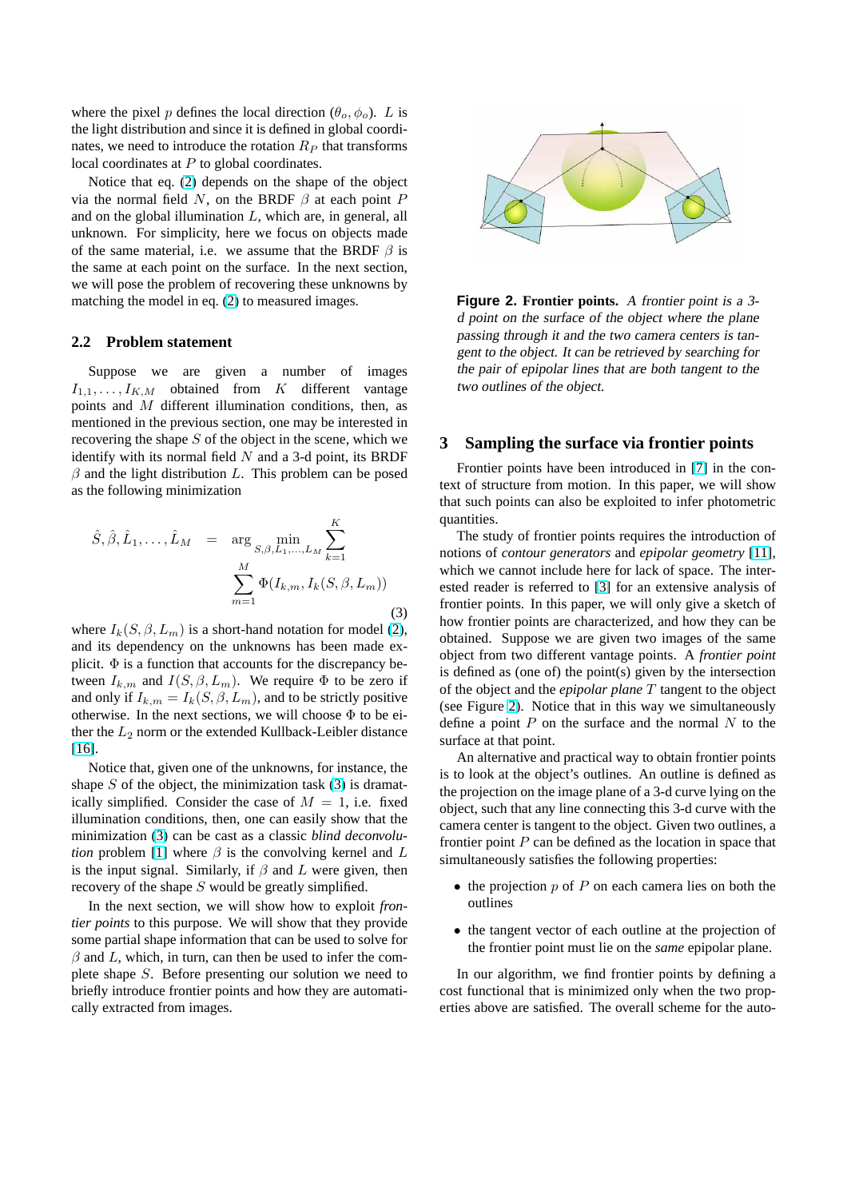where the pixel $p$ defines the local direction $(\theta_o, \phi_o)$. $L$ is the light distribution and since it is defined in global coordinates, we need to introduce the rotation $R_P$ that transforms local coordinates at $P$ to global coordinates.

Notice that eq. (2) depends on the shape of the object via the normal field $N$, on the BRDF $\beta$ at each point $P$ and on the global illumination $L$, which are, in general, all unknown. For simplicity, here we focus on objects made of the same material, i.e. we assume that the BRDF $\beta$ is the same at each point on the surface. In the next section, we will pose the problem of recovering these unknowns by matching the model in eq. (2) to measured images.

### 2.2 Problem statement

Suppose we are given a number of images $I_{1,1}, \ldots, I_{K,M}$ obtained from $K$ different vantage points and $M$ different illumination conditions, then, as mentioned in the previous section, one may be interested in recovering the shape $S$ of the object in the scene, which we identify with its normal field $N$ and a 3-d point, its BRDF $\beta$ and the light distribution $L$. This problem can be posed as the following minimization

$$\hat{S}, \hat{\beta}, \hat{L}_1, \ldots, \hat{L}_M = \arg \min_{S,\beta,L_1,\ldots,L_M} \sum_{k=1}^{K} \sum_{m=1}^{M} \Phi(I_{k,m}, I_k(S, \beta, L_m)) \tag{3}$$

where $I_k(S, \beta, L_m)$ is a short-hand notation for model (2), and its dependency on the unknowns has been made explicit. $\Phi$ is a function that accounts for the discrepancy between $I_{k,m}$ and $I(S, \beta, L_m)$. We require $\Phi$ to be zero if and only if $I_{k,m} = I_k(S, \beta, L_m)$, and to be strictly positive otherwise. In the next sections, we will choose $\Phi$ to be either the $L_2$ norm or the extended Kullback-Leibler distance [16].

Notice that, given one of the unknowns, for instance, the shape $S$ of the object, the minimization task (3) is dramatically simplified. Consider the case of $M = 1$, i.e. fixed illumination conditions, then, one can easily show that the minimization (3) can be cast as a classic *blind deconvolution* problem [1] where $\beta$ is the convolving kernel and $L$ is the input signal. Similarly, if $\beta$ and $L$ were given, then recovery of the shape $S$ would be greatly simplified.

In the next section, we will show how to exploit *frontier points* to this purpose. We will show that they provide some partial shape information that can be used to solve for $\beta$ and $L$, which, in turn, can then be used to infer the complete shape $S$. Before presenting our solution we need to briefly introduce frontier points and how they are automatically extracted from images.

**Figure 2. Frontier points.** *A frontier point is a 3-d point on the surface of the object where the plane passing through it and the two camera centers is tangent to the object. It can be retrieved by searching for the pair of epipolar lines that are both tangent to the two outlines of the object.*

## 3 Sampling the surface via frontier points

Frontier points have been introduced in [7] in the context of structure from motion. In this paper, we will show that such points can also be exploited to infer photometric quantities.

The study of frontier points requires the introduction of notions of *contour generators* and *epipolar geometry* [11], which we cannot include here for lack of space. The interested reader is referred to [3] for an extensive analysis of frontier points. In this paper, we will only give a sketch of how frontier points are characterized, and how they can be obtained. Suppose we are given two images of the same object from two different vantage points. A *frontier point* is defined as (one of) the point(s) given by the intersection of the object and the *epipolar plane* $T$ tangent to the object (see Figure 2). Notice that in this way we simultaneously define a point $P$ on the surface and the normal $N$ to the surface at that point.

An alternative and practical way to obtain frontier points is to look at the object's outlines. An outline is defined as the projection on the image plane of a 3-d curve lying on the object, such that any line connecting this 3-d curve with the camera center is tangent to the object. Given two outlines, a frontier point $P$ can be defined as the location in space that simultaneously satisfies the following properties:

- the projection $p$ of $P$ on each camera lies on both the outlines
- the tangent vector of each outline at the projection of the frontier point must lie on the *same* epipolar plane.

In our algorithm, we find frontier points by defining a cost functional that is minimized only when the two properties above are satisfied. The overall scheme for the auto-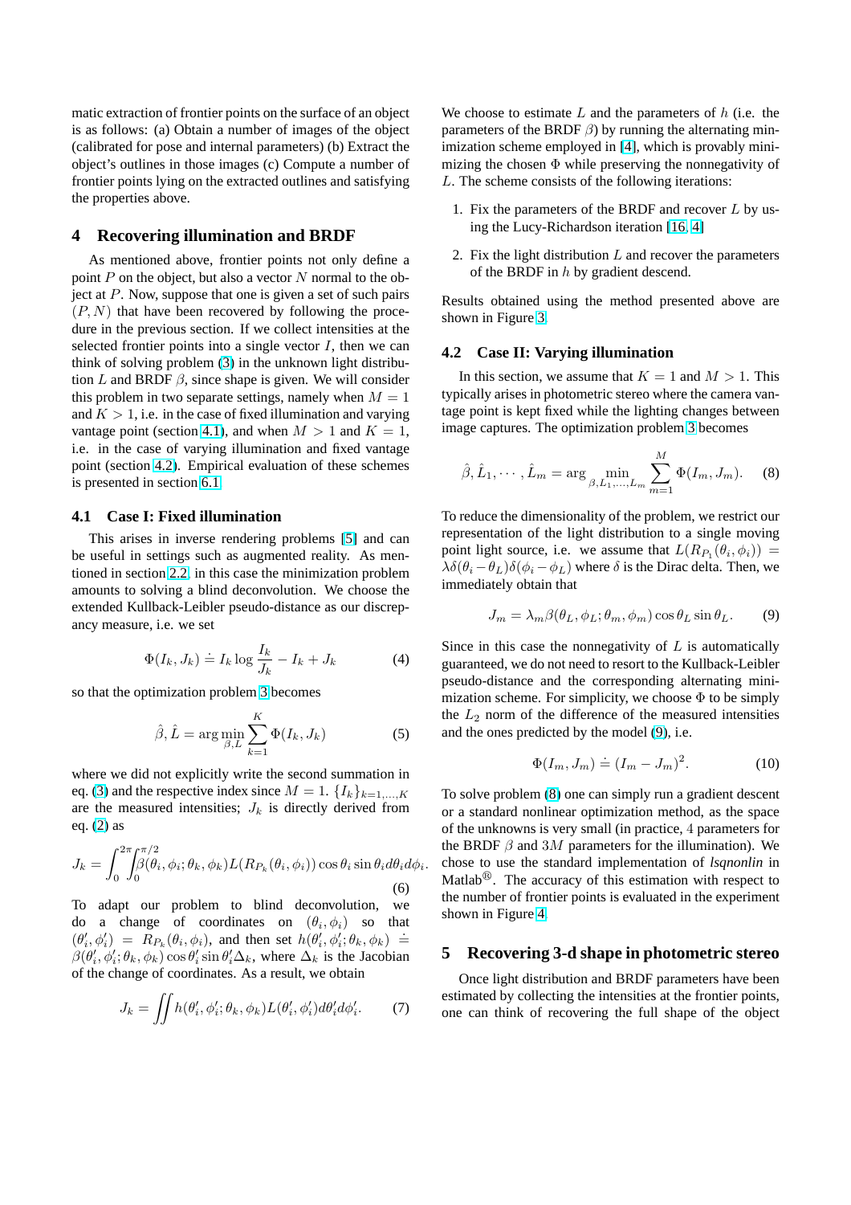matic extraction of frontier points on the surface of an object is as follows: (a) Obtain a number of images of the object (calibrated for pose and internal parameters) (b) Extract the object's outlines in those images (c) Compute a number of frontier points lying on the extracted outlines and satisfying the properties above.

## 4 Recovering illumination and BRDF

As mentioned above, frontier points not only define a point $P$ on the object, but also a vector $N$ normal to the object at $P$. Now, suppose that one is given a set of such pairs $(P, N)$ that have been recovered by following the procedure in the previous section. If we collect intensities at the selected frontier points into a single vector $I$, then we can think of solving problem (3) in the unknown light distribution $L$ and BRDF $\beta$, since shape is given. We will consider this problem in two separate settings, namely when $M = 1$ and $K > 1$, i.e. in the case of fixed illumination and varying vantage point (section 4.1), and when $M > 1$ and $K = 1$, i.e. in the case of varying illumination and fixed vantage point (section 4.2). Empirical evaluation of these schemes is presented in section 6.1.

### 4.1 Case I: Fixed illumination

This arises in inverse rendering problems [5] and can be useful in settings such as augmented reality. As mentioned in section 2.2, in this case the minimization problem amounts to solving a blind deconvolution. We choose the extended Kullback-Leibler pseudo-distance as our discrepancy measure, i.e. we set

$$\Phi(I_k, J_k) \doteq I_k \log \frac{I_k}{J_k} - I_k + J_k \tag{4}$$

so that the optimization problem 3 becomes

$$\hat{\beta}, \hat{L} = \arg\min_{\beta, L} \sum_{k=1}^{K} \Phi(I_k, J_k) \tag{5}$$

where we did not explicitly write the second summation in eq. (3) and the respective index since $M = 1$. $\{I_k\}_{k=1,\ldots,K}$ are the measured intensities; $J_k$ is directly derived from eq. (2) as

$$J_k = \int_0^{2\pi}\int_0^{\pi/2} \beta(\theta_i, \phi_i; \theta_k, \phi_k) L(R_{P_k}(\theta_i, \phi_i)) \cos\theta_i \sin\theta_i d\theta_i d\phi_i. \tag{6}$$

To adapt our problem to blind deconvolution, we do a change of coordinates on $(\theta_i, \phi_i)$ so that $(\theta'_i, \phi'_i) = R_{P_k}(\theta_i, \phi_i)$, and then set $h(\theta'_i, \phi'_i; \theta_k, \phi_k) \doteq \beta(\theta'_i, \phi'_i; \theta_k, \phi_k) \cos\theta'_i \sin\theta'_i \Delta_k$, where $\Delta_k$ is the Jacobian of the change of coordinates. As a result, we obtain

$$J_k = \iint h(\theta'_i, \phi'_i; \theta_k, \phi_k) L(\theta'_i, \phi'_i) d\theta'_i d\phi'_i. \tag{7}$$

We choose to estimate $L$ and the parameters of $h$ (i.e. the parameters of the BRDF $\beta$) by running the alternating minimization scheme employed in [4], which is provably minimizing the chosen $\Phi$ while preserving the nonnegativity of $L$. The scheme consists of the following iterations:

1. Fix the parameters of the BRDF and recover $L$ by using the Lucy-Richardson iteration [16, 4]
2. Fix the light distribution $L$ and recover the parameters of the BRDF in $h$ by gradient descend.

Results obtained using the method presented above are shown in Figure 3.

### 4.2 Case II: Varying illumination

In this section, we assume that $K = 1$ and $M > 1$. This typically arises in photometric stereo where the camera vantage point is kept fixed while the lighting changes between image captures. The optimization problem 3 becomes

$$\hat{\beta}, \hat{L}_1, \cdots, \hat{L}_m = \arg\min_{\beta, L_1, \ldots, L_m} \sum_{m=1}^{M} \Phi(I_m, J_m). \tag{8}$$

To reduce the dimensionality of the problem, we restrict our representation of the light distribution to a single moving point light source, i.e. we assume that $L(R_{P_1}(\theta_i, \phi_i)) = \lambda\delta(\theta_i - \theta_L)\delta(\phi_i - \phi_L)$ where $\delta$ is the Dirac delta. Then, we immediately obtain that

$$J_m = \lambda_m \beta(\theta_L, \phi_L; \theta_m, \phi_m) \cos\theta_L \sin\theta_L. \tag{9}$$

Since in this case the nonnegativity of $L$ is automatically guaranteed, we do not need to resort to the Kullback-Leibler pseudo-distance and the corresponding alternating minimization scheme. For simplicity, we choose $\Phi$ to be simply the $L_2$ norm of the difference of the measured intensities and the ones predicted by the model (9), i.e.

$$\Phi(I_m, J_m) \doteq (I_m - J_m)^2. \tag{10}$$

To solve problem (8) one can simply run a gradient descent or a standard nonlinear optimization method, as the space of the unknowns is very small (in practice, 4 parameters for the BRDF $\beta$ and $3M$ parameters for the illumination). We chose to use the standard implementation of *lsqnonlin* in Matlab®. The accuracy of this estimation with respect to the number of frontier points is evaluated in the experiment shown in Figure 4.

## 5 Recovering 3-d shape in photometric stereo

Once light distribution and BRDF parameters have been estimated by collecting the intensities at the frontier points, one can think of recovering the full shape of the object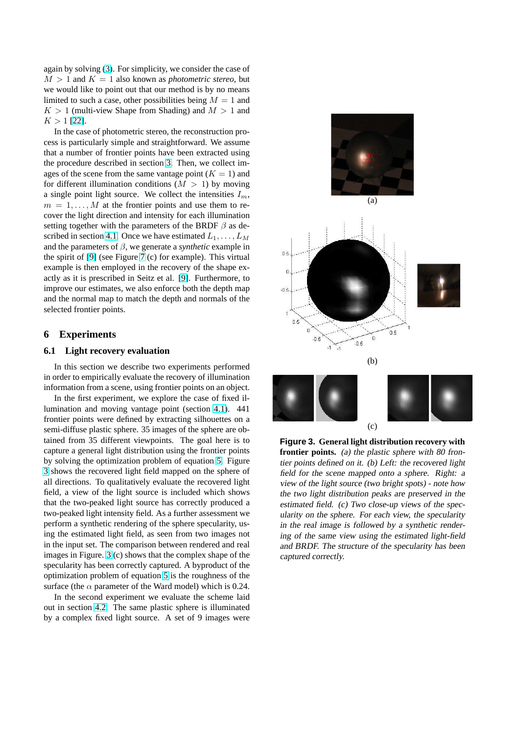again by solving (3). For simplicity, we consider the case of $M > 1$ and $K = 1$ also known as *photometric stereo*, but we would like to point out that our method is by no means limited to such a case, other possibilities being $M = 1$ and $K > 1$ (multi-view Shape from Shading) and $M > 1$ and $K > 1$ [22].

In the case of photometric stereo, the reconstruction process is particularly simple and straightforward. We assume that a number of frontier points have been extracted using the procedure described in section 3. Then, we collect images of the scene from the same vantage point ($K = 1$) and for different illumination conditions ($M > 1$) by moving a single point light source. We collect the intensities $I_m$, $m = 1, \ldots, M$ at the frontier points and use them to recover the light direction and intensity for each illumination setting together with the parameters of the BRDF $\beta$ as described in section 4.1. Once we have estimated $L_1, \ldots, L_M$ and the parameters of $\beta$, we generate a *synthetic* example in the spirit of [9] (see Figure 7 (c) for example). This virtual example is then employed in the recovery of the shape exactly as it is prescribed in Seitz et al. [9]. Furthermore, to improve our estimates, we also enforce both the depth map and the normal map to match the depth and normals of the selected frontier points.

## 6 Experiments

### 6.1 Light recovery evaluation

In this section we describe two experiments performed in order to empirically evaluate the recovery of illumination information from a scene, using frontier points on an object.

In the first experiment, we explore the case of fixed illumination and moving vantage point (section 4.1). 441 frontier points were defined by extracting silhouettes on a semi-diffuse plastic sphere. 35 images of the sphere are obtained from 35 different viewpoints. The goal here is to capture a general light distribution using the frontier points by solving the optimization problem of equation 5. Figure 3 shows the recovered light field mapped on the sphere of all directions. To qualitatively evaluate the recovered light field, a view of the light source is included which shows that the two-peaked light source has correctly produced a two-peaked light intensity field. As a further assessment we perform a synthetic rendering of the sphere specularity, using the estimated light field, as seen from two images not in the input set. The comparison between rendered and real images in Figure. 3 (c) shows that the complex shape of the specularity has been correctly captured. A byproduct of the optimization problem of equation 5 is the roughness of the surface (the $\alpha$ parameter of the Ward model) which is 0.24.

In the second experiment we evaluate the scheme laid out in section 4.2. The same plastic sphere is illuminated by a complex fixed light source. A set of 9 images were

**Figure 3. General light distribution recovery with frontier points.** *(a) the plastic sphere with 80 frontier points defined on it. (b) Left: the recovered light field for the scene mapped onto a sphere. Right: a view of the light source (two bright spots) - note how the two light distribution peaks are preserved in the estimated field. (c) Two close-up views of the specularity on the sphere. For each view, the specularity in the real image is followed by a synthetic rendering of the same view using the estimated light-field and BRDF. The structure of the specularity has been captured correctly.*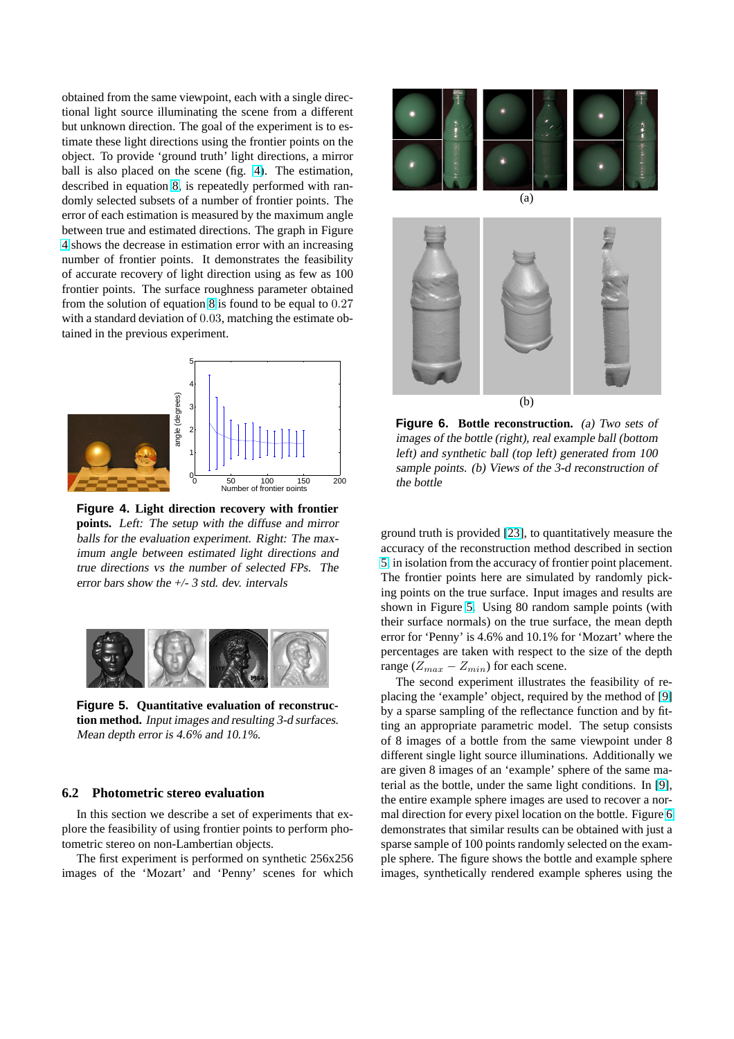obtained from the same viewpoint, each with a single directional light source illuminating the scene from a different but unknown direction. The goal of the experiment is to estimate these light directions using the frontier points on the object. To provide 'ground truth' light directions, a mirror ball is also placed on the scene (fig. 4). The estimation, described in equation 8, is repeatedly performed with randomly selected subsets of a number of frontier points. The error of each estimation is measured by the maximum angle between true and estimated directions. The graph in Figure 4 shows the decrease in estimation error with an increasing number of frontier points. It demonstrates the feasibility of accurate recovery of light direction using as few as 100 frontier points. The surface roughness parameter obtained from the solution of equation 8 is found to be equal to 0.27 with a standard deviation of 0.03, matching the estimate obtained in the previous experiment.

**Figure 4. Light direction recovery with frontier points.** *Left: The setup with the diffuse and mirror balls for the evaluation experiment. Right: The maximum angle between estimated light directions and true directions vs the number of selected FPs. The error bars show the +/- 3 std. dev. intervals*

**Figure 5. Quantitative evaluation of reconstruction method.** *Input images and resulting 3-d surfaces. Mean depth error is 4.6% and 10.1%.*

### 6.2 Photometric stereo evaluation

In this section we describe a set of experiments that explore the feasibility of using frontier points to perform photometric stereo on non-Lambertian objects.

The first experiment is performed on synthetic 256x256 images of the 'Mozart' and 'Penny' scenes for which ground truth is provided [23], to quantitatively measure the accuracy of the reconstruction method described in section 5 in isolation from the accuracy of frontier point placement. The frontier points here are simulated by randomly picking points on the true surface. Input images and results are shown in Figure 5. Using 80 random sample points (with their surface normals) on the true surface, the mean depth error for 'Penny' is 4.6% and 10.1% for 'Mozart' where the percentages are taken with respect to the size of the depth range ($Z_{max} - Z_{min}$) for each scene.

The second experiment illustrates the feasibility of replacing the 'example' object, required by the method of [9] by a sparse sampling of the reflectance function and by fitting an appropriate parametric model. The setup consists of 8 images of a bottle from the same viewpoint under 8 different single light source illuminations. Additionally we are given 8 images of an 'example' sphere of the same material as the bottle, under the same light conditions. In [9], the entire example sphere images are used to recover a normal direction for every pixel location on the bottle. Figure 6 demonstrates that similar results can be obtained with just a sparse sample of 100 points randomly selected on the example sphere. The figure shows the bottle and example sphere images, synthetically rendered example spheres using the

**Figure 6. Bottle reconstruction.** *(a) Two sets of images of the bottle (right), real example ball (bottom left) and synthetic ball (top left) generated from 100 sample points. (b) Views of the 3-d reconstruction of the bottle*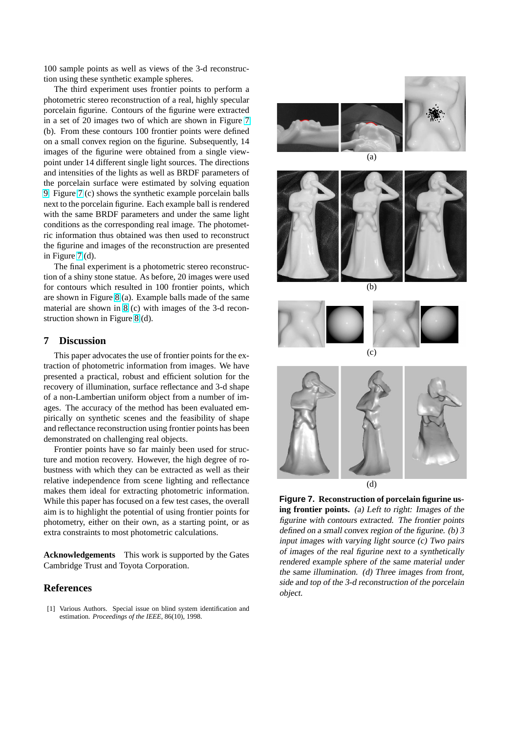100 sample points as well as views of the 3-d reconstruction using these synthetic example spheres.

The third experiment uses frontier points to perform a photometric stereo reconstruction of a real, highly specular porcelain figurine. Contours of the figurine were extracted in a set of 20 images two of which are shown in Figure 7 (b). From these contours 100 frontier points were defined on a small convex region on the figurine. Subsequently, 14 images of the figurine were obtained from a single viewpoint under 14 different single light sources. The directions and intensities of the lights as well as BRDF parameters of the porcelain surface were estimated by solving equation 9. Figure 7 (c) shows the synthetic example porcelain balls next to the porcelain figurine. Each example ball is rendered with the same BRDF parameters and under the same light conditions as the corresponding real image. The photometric information thus obtained was then used to reconstruct the figurine and images of the reconstruction are presented in Figure 7 (d).

The final experiment is a photometric stereo reconstruction of a shiny stone statue. As before, 20 images were used for contours which resulted in 100 frontier points, which are shown in Figure 8 (a). Example balls made of the same material are shown in 8 (c) with images of the 3-d reconstruction shown in Figure 8 (d).

## 7 Discussion

This paper advocates the use of frontier points for the extraction of photometric information from images. We have presented a practical, robust and efficient solution for the recovery of illumination, surface reflectance and 3-d shape of a non-Lambertian uniform object from a number of images. The accuracy of the method has been evaluated empirically on synthetic scenes and the feasibility of shape and reflectance reconstruction using frontier points has been demonstrated on challenging real objects.

Frontier points have so far mainly been used for structure and motion recovery. However, the high degree of robustness with which they can be extracted as well as their relative independence from scene lighting and reflectance makes them ideal for extracting photometric information. While this paper has focused on a few test cases, the overall aim is to highlight the potential of using frontier points for photometry, either on their own, as a starting point, or as extra constraints to most photometric calculations.

**Acknowledgements** This work is supported by the Gates Cambridge Trust and Toyota Corporation.

## References

[1] Various Authors. Special issue on blind system identification and estimation. *Proceedings of the IEEE*, 86(10), 1998.

(a)

(b)

(c)

(d)

**Figure 7. Reconstruction of porcelain figurine using frontier points.** *(a) Left to right: Images of the figurine with contours extracted. The frontier points defined on a small convex region of the figurine. (b) 3 input images with varying light source (c) Two pairs of images of the real figurine next to a synthetically rendered example sphere of the same material under the same illumination. (d) Three images from front, side and top of the 3-d reconstruction of the porcelain object.*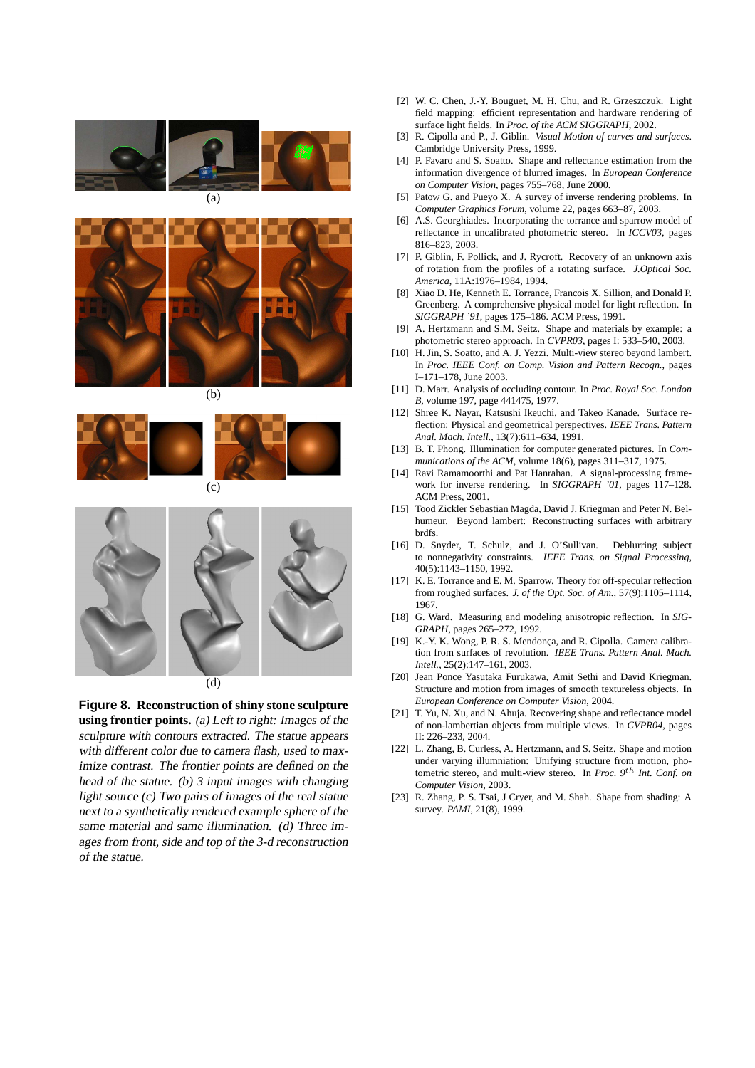(a)

(b)

(c)

(d)

**Figure 8. Reconstruction of shiny stone sculpture using frontier points.** *(a) Left to right: Images of the sculpture with contours extracted. The statue appears with different color due to camera flash, used to maximize contrast. The frontier points are defined on the head of the statue. (b) 3 input images with changing light source (c) Two pairs of images of the real statue next to a synthetically rendered example sphere of the same material and same illumination. (d) Three images from front, side and top of the 3-d reconstruction of the statue.*

[2] W. C. Chen, J.-Y. Bouguet, M. H. Chu, and R. Grzeszczuk. Light field mapping: efficient representation and hardware rendering of surface light fields. In *Proc. of the ACM SIGGRAPH*, 2002.

[3] R. Cipolla and P., J. Giblin. *Visual Motion of curves and surfaces*. Cambridge University Press, 1999.

[4] P. Favaro and S. Soatto. Shape and reflectance estimation from the information divergence of blurred images. In *European Conference on Computer Vision*, pages 755–768, June 2000.

[5] Patow G. and Pueyo X. A survey of inverse rendering problems. In *Computer Graphics Forum*, volume 22, pages 663–87, 2003.

[6] A.S. Georghiades. Incorporating the torrance and sparrow model of reflectance in uncalibrated photometric stereo. In *ICCV03*, pages 816–823, 2003.

[7] P. Giblin, F. Pollick, and J. Rycroft. Recovery of an unknown axis of rotation from the profiles of a rotating surface. *J.Optical Soc. America*, 11A:1976–1984, 1994.

[8] Xiao D. He, Kenneth E. Torrance, Francois X. Sillion, and Donald P. Greenberg. A comprehensive physical model for light reflection. In *SIGGRAPH '91*, pages 175–186. ACM Press, 1991.

[9] A. Hertzmann and S.M. Seitz. Shape and materials by example: a photometric stereo approach. In *CVPR03*, pages I: 533–540, 2003.

[10] H. Jin, S. Soatto, and A. J. Yezzi. Multi-view stereo beyond lambert. In *Proc. IEEE Conf. on Comp. Vision and Pattern Recogn.*, pages I–171–178, June 2003.

[11] D. Marr. Analysis of occluding contour. In *Proc. Royal Soc. London B*, volume 197, page 441475, 1977.

[12] Shree K. Nayar, Katsushi Ikeuchi, and Takeo Kanade. Surface reflection: Physical and geometrical perspectives. *IEEE Trans. Pattern Anal. Mach. Intell.*, 13(7):611–634, 1991.

[13] B. T. Phong. Illumination for computer generated pictures. In *Communications of the ACM*, volume 18(6), pages 311–317, 1975.

[14] Ravi Ramamoorthi and Pat Hanrahan. A signal-processing framework for inverse rendering. In *SIGGRAPH '01*, pages 117–128. ACM Press, 2001.

[15] Tood Zickler Sebastian Magda, David J. Kriegman and Peter N. Belhumeur. Beyond lambert: Reconstructing surfaces with arbitrary brdfs.

[16] D. Snyder, T. Schulz, and J. O'Sullivan. Deblurring subject to nonnegativity constraints. *IEEE Trans. on Signal Processing*, 40(5):1143–1150, 1992.

[17] K. E. Torrance and E. M. Sparrow. Theory for off-specular reflection from roughed surfaces. *J. of the Opt. Soc. of Am.*, 57(9):1105–1114, 1967.

[18] G. Ward. Measuring and modeling anisotropic reflection. In *SIGGRAPH*, pages 265–272, 1992.

[19] K.-Y. K. Wong, P. R. S. Mendonça, and R. Cipolla. Camera calibration from surfaces of revolution. *IEEE Trans. Pattern Anal. Mach. Intell.*, 25(2):147–161, 2003.

[20] Jean Ponce Yasutaka Furukawa, Amit Sethi and David Kriegman. Structure and motion from images of smooth textureless objects. In *European Conference on Computer Vision*, 2004.

[21] T. Yu, N. Xu, and N. Ahuja. Recovering shape and reflectance model of non-lambertian objects from multiple views. In *CVPR04*, pages II: 226–233, 2004.

[22] L. Zhang, B. Curless, A. Hertzmann, and S. Seitz. Shape and motion under varying illumniation: Unifying structure from motion, photometric stereo, and multi-view stereo. In *Proc. $9^{th}$ Int. Conf. on Computer Vision*, 2003.

[23] R. Zhang, P. S. Tsai, J Cryer, and M. Shah. Shape from shading: A survey. *PAMI*, 21(8), 1999.